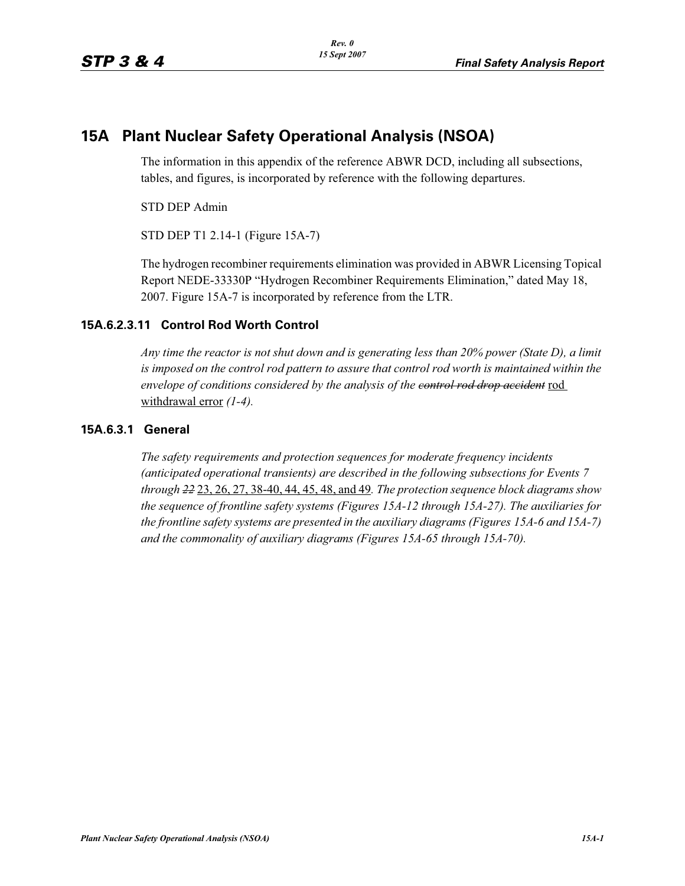# 15A Plant Nuclear Safety Operational Analysis (NSOA)

The information in this appendix of the reference ABWR DCD, including all subsections, tables, and figures, is incorporated by reference with the following departures.

STD DEP Admin

STD DEP T1 2.14-1 (Figure 15A-7)

The hydrogen recombiner requirements elimination was provided in ABWR Licensing Topical Report NEDE-33330P "Hydrogen Recombiner Requirements Elimination," dated May 18, 2007. Figure 15A-7 is incorporated by reference from the LTR.

## 15A.6.2.3.11 Control Rod Worth Control

*Any time the reactor is not shut down and is generating less than 20% power (State D), a limit is imposed on the control rod pattern to assure that control rod worth is maintained within the envelope of conditions considered by the analysis of the ~~control rod drop accident~~* <u>rod withdrawal error</u> *(1-4).*

## 15A.6.3.1 General

*The safety requirements and protection sequences for moderate frequency incidents (anticipated operational transients) are described in the following subsections for Events 7 through ~~22~~* <u>23, 26, 27, 38-40, 44, 45, 48, and 49</u>*. The protection sequence block diagrams show the sequence of frontline safety systems (Figures 15A-12 through 15A-27). The auxiliaries for the frontline safety systems are presented in the auxiliary diagrams (Figures 15A-6 and 15A-7) and the commonality of auxiliary diagrams (Figures 15A-65 through 15A-70).*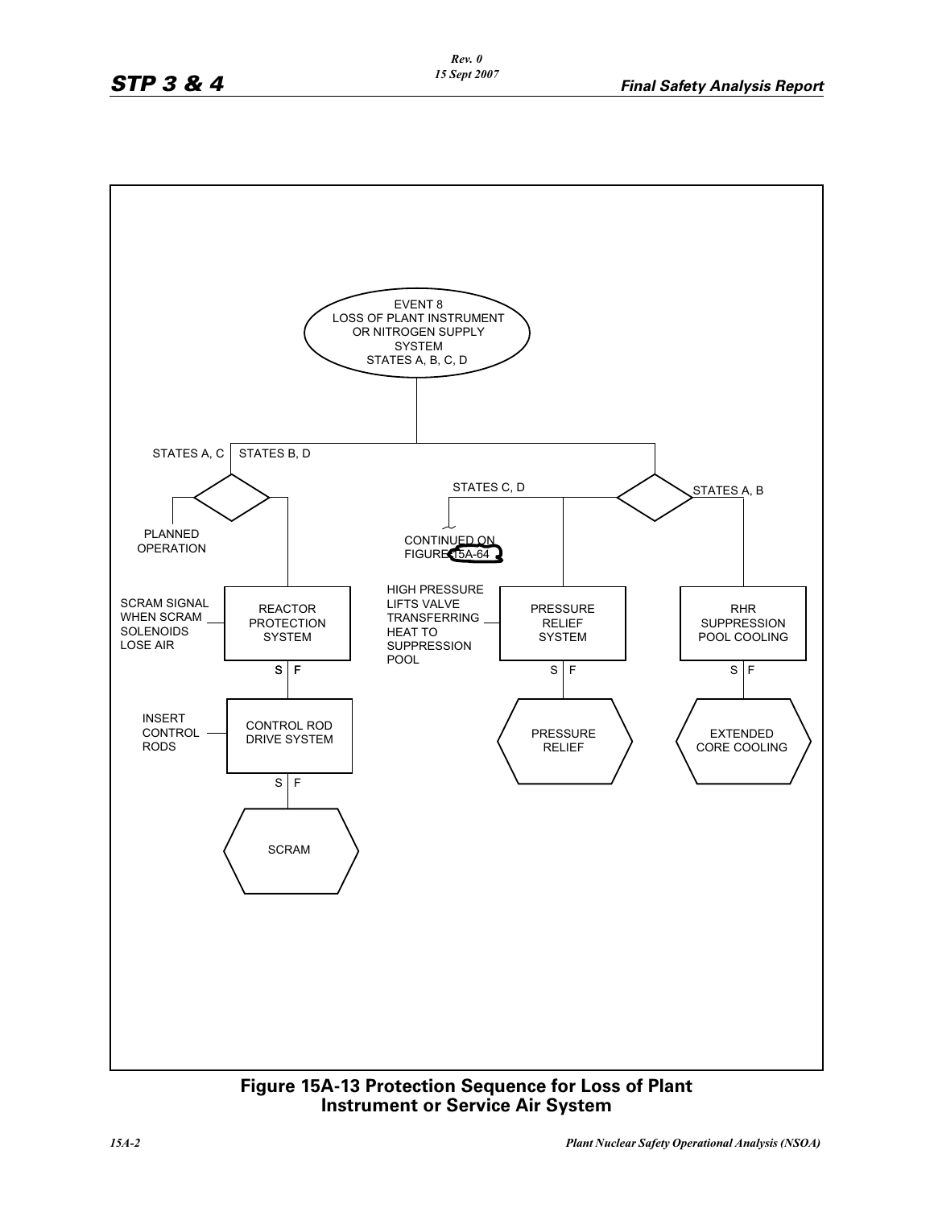EVENT 8
LOSS OF PLANT INSTRUMENT OR NITROGEN SUPPLY SYSTEM
STATES A, B, C, D

STATES A, C

STATES B, D

PLANNED OPERATION

STATES C, D

STATES A, B

CONTINUED ON FIGURE 15A-64

SCRAM SIGNAL WHEN SCRAM SOLENOIDS LOSE AIR

REACTOR PROTECTION SYSTEM

S | F

INSERT CONTROL RODS

CONTROL ROD DRIVE SYSTEM

S | F

SCRAM

HIGH PRESSURE LIFTS VALVE TRANSFERRING HEAT TO SUPPRESSION POOL

PRESSURE RELIEF SYSTEM

S | F

PRESSURE RELIEF

RHR SUPPRESSION POOL COOLING

S | F

EXTENDED CORE COOLING

**Figure 15A-13 Protection Sequence for Loss of Plant Instrument or Service Air System**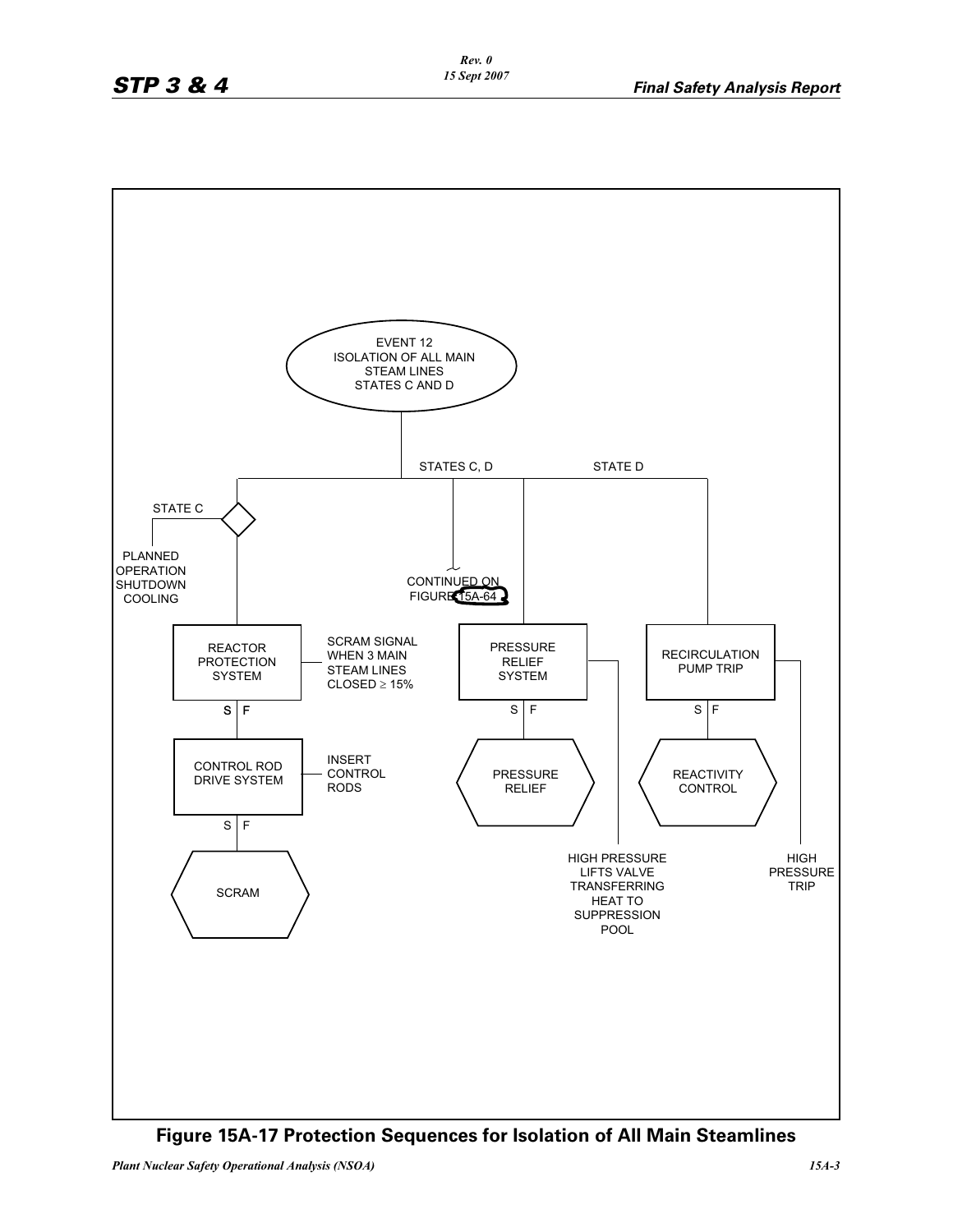EVENT 12
ISOLATION OF ALL MAIN STEAM LINES
STATES C AND D

STATES C, D

STATE D

STATE C

PLANNED OPERATION SHUTDOWN COOLING

CONTINUED ON FIGURE 15A-64

REACTOR PROTECTION SYSTEM

SCRAM SIGNAL WHEN 3 MAIN STEAM LINES CLOSED ≥ 15%

S | F

CONTROL ROD DRIVE SYSTEM

INSERT CONTROL RODS

S | F

SCRAM

PRESSURE RELIEF SYSTEM

S | F

PRESSURE RELIEF

HIGH PRESSURE LIFTS VALVE TRANSFERRING HEAT TO SUPPRESSION POOL

RECIRCULATION PUMP TRIP

S | F

REACTIVITY CONTROL

HIGH PRESSURE TRIP

**Figure 15A-17 Protection Sequences for Isolation of All Main Steamlines**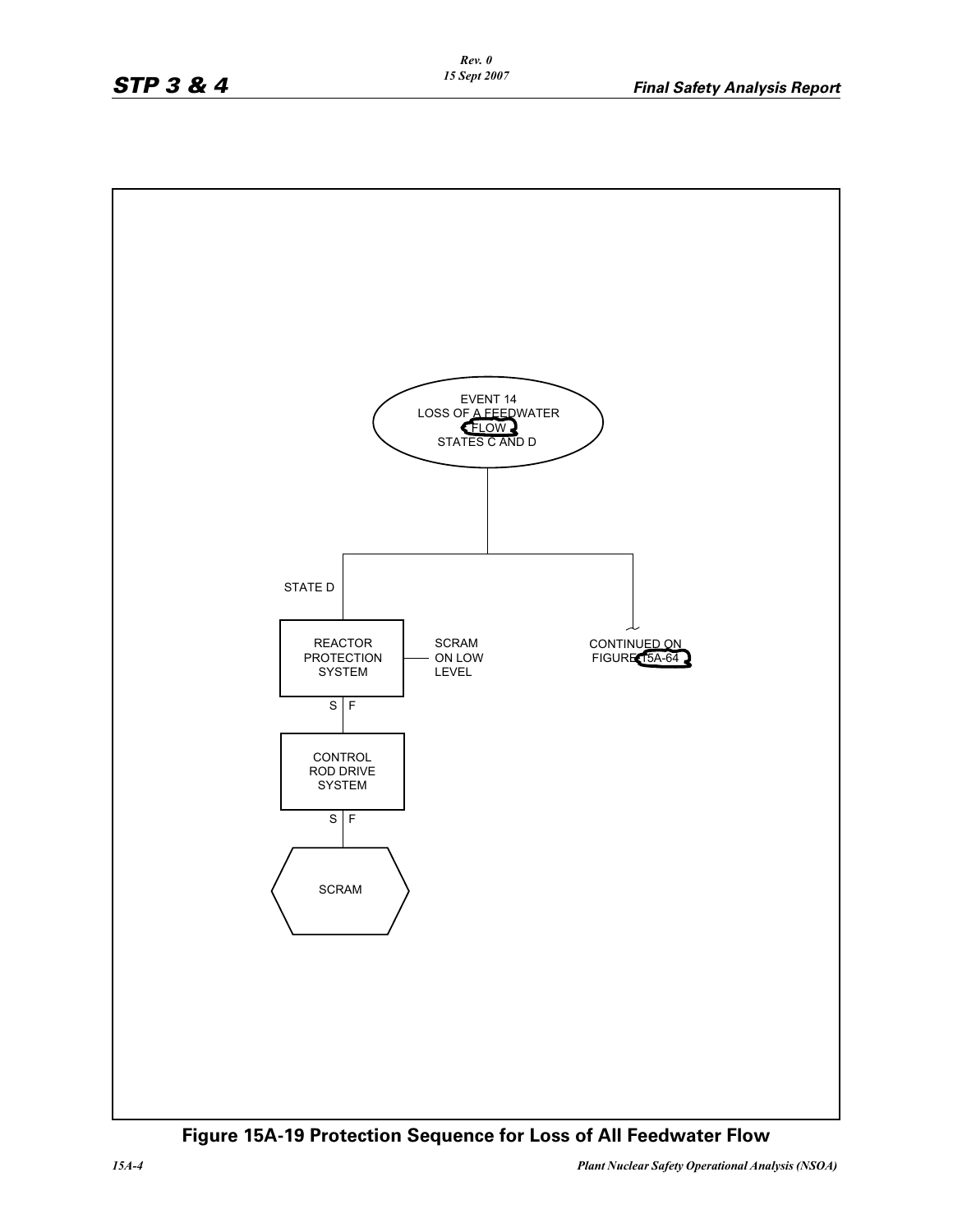EVENT 14
LOSS OF A FEEDWATER FLOW
STATES C AND D

STATE D

REACTOR PROTECTION SYSTEM

SCRAM ON LOW LEVEL

S | F

CONTROL ROD DRIVE SYSTEM

S | F

SCRAM

CONTINUED ON FIGURE 15A-64

**Figure 15A-19 Protection Sequence for Loss of All Feedwater Flow**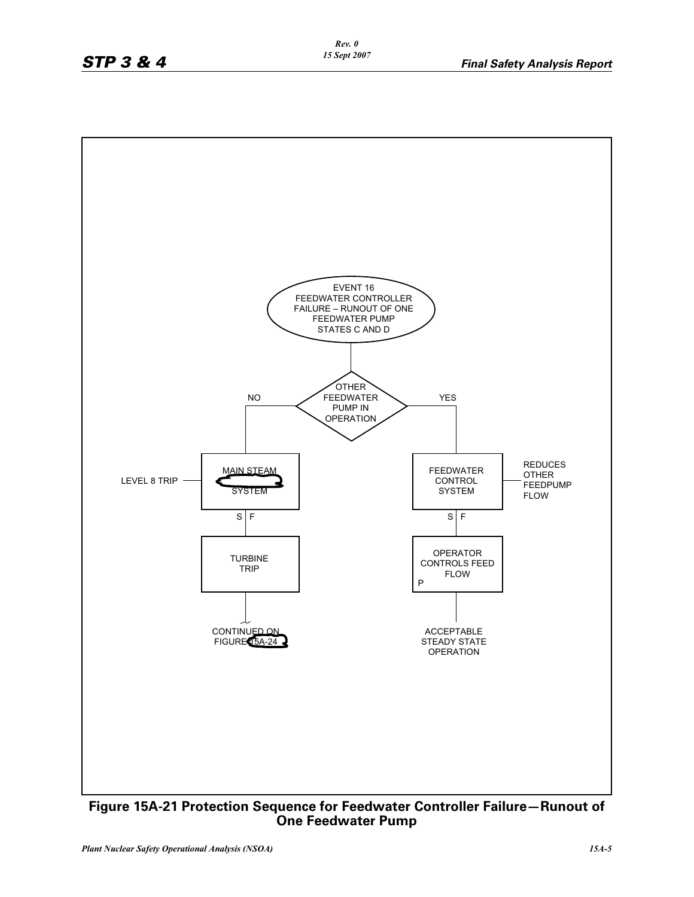EVENT 16
FEEDWATER CONTROLLER FAILURE – RUNOUT OF ONE FEEDWATER PUMP
STATES C AND D

OTHER FEEDWATER PUMP IN OPERATION

NO

YES

LEVEL 8 TRIP

MAIN STEAM SYSTEM

S | F

TURBINE TRIP

CONTINUED ON FIGURE 15A-24

FEEDWATER CONTROL SYSTEM

REDUCES OTHER FEEDPUMP FLOW

S | F

OPERATOR CONTROLS FEED FLOW

P

ACCEPTABLE STEADY STATE OPERATION

**Figure 15A-21 Protection Sequence for Feedwater Controller Failure—Runout of One Feedwater Pump**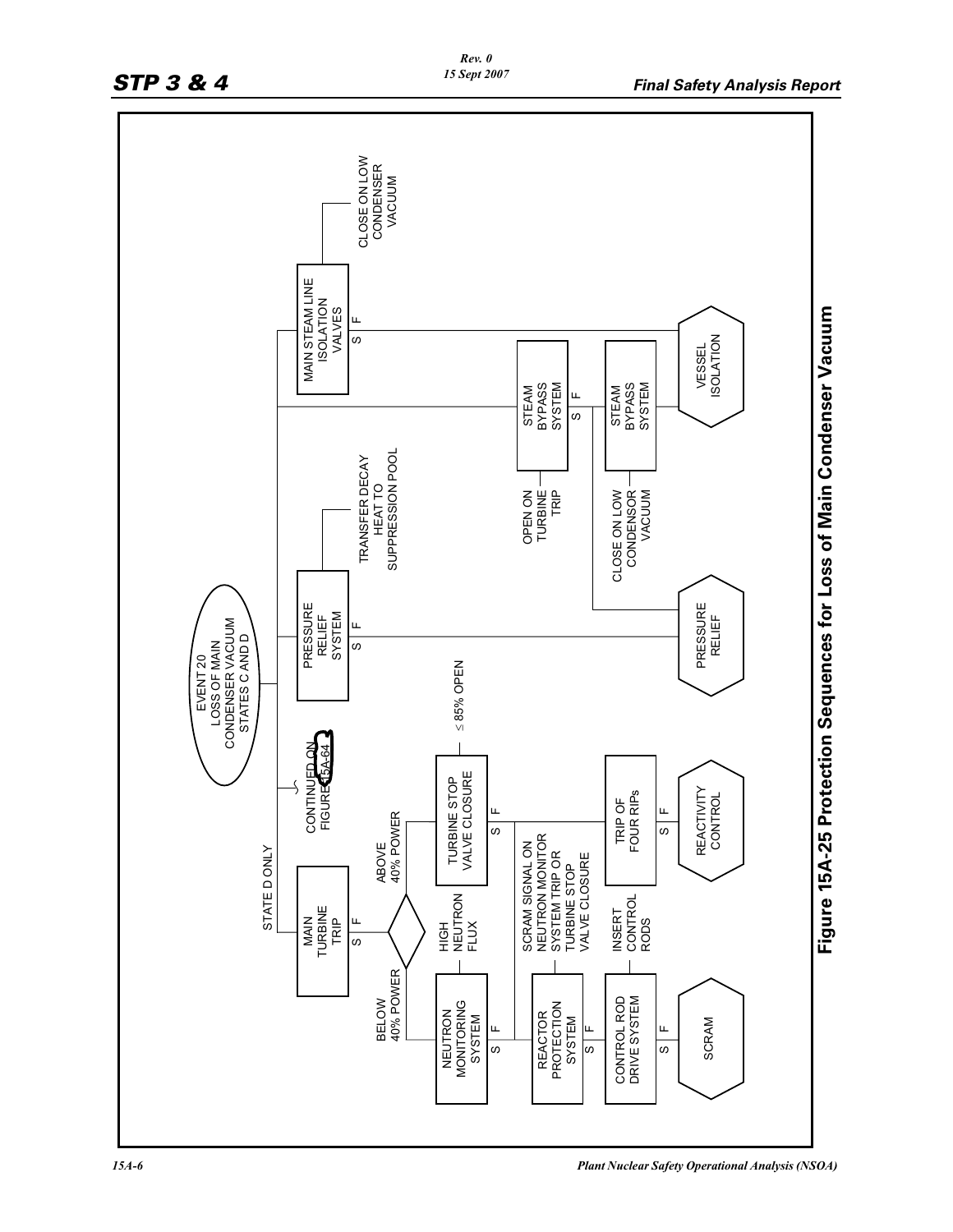EVENT 20
LOSS OF MAIN CONDENSER VACUUM
STATES C AND D

STATE D ONLY

CONTINUED ON FIGURE 15A-64

MAIN TURBINE TRIP

S F

BELOW 40% POWER

ABOVE 40% POWER

NEUTRON MONITORING SYSTEM

S F

HIGH NEUTRON FLUX

TURBINE STOP VALVE CLOSURE

S F

≤ 85% OPEN

REACTOR PROTECTION SYSTEM

S F

SCRAM SIGNAL ON NEUTRON MONITOR SYSTEM TRIP OR TURBINE STOP VALVE CLOSURE

CONTROL ROD DRIVE SYSTEM

S F

INSERT CONTROL RODS

TRIP OF FOUR RIPs

S F

SCRAM

REACTIVITY CONTROL

PRESSURE RELIEF SYSTEM

S F

TRANSFER DECAY HEAT TO SUPPRESSION POOL

PRESSURE RELIEF

STEAM BYPASS SYSTEM

S F

OPEN ON TURBINE TRIP

STEAM BYPASS SYSTEM

CLOSE ON LOW CONDENSOR VACUUM

MAIN STEAM LINE ISOLATION VALVES

S F

CLOSE ON LOW CONDENSER VACUUM

VESSEL ISOLATION

**Figure 15A-25 Protection Sequences for Loss of Main Condenser Vacuum**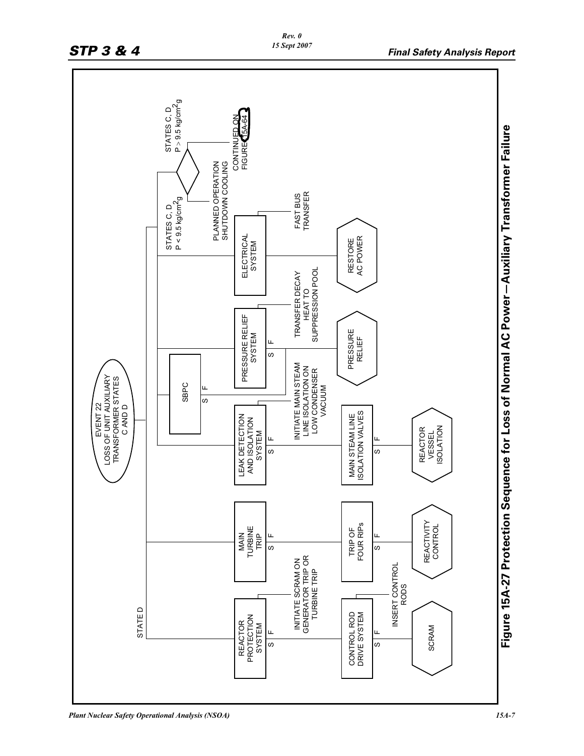EVENT 22
LOSS OF UNIT AUXILIARY TRANSFORMER STATES C AND D

STATE D

REACTOR PROTECTION SYSTEM — S / F — INITIATE SCRAM ON GENERATOR TRIP OR TURBINE TRIP

CONTROL ROD DRIVE SYSTEM — S / F — INSERT CONTROL RODS

SCRAM

MAIN TURBINE TRIP — S / F

TRIP OF FOUR RIPs — S / F

REACTIVITY CONTROL

LEAK DETECTION AND ISOLATION SYSTEM — S / F — INITIATE MAIN STEAM LINE ISOLATION ON LOW CONDENSER VACUUM

MAIN STEAM LINE ISOLATION VALVES — S / F

REACTOR VESSEL ISOLATION

SBPC — S / F

PRESSURE RELIEF SYSTEM — S / F — TRANSFER DECAY HEAT TO SUPPRESSION POOL

PRESSURE RELIEF

ELECTRICAL SYSTEM — FAST BUS TRANSFER

RESTORE AC POWER

STATES C, D $P < 9.5\ kg/cm^2g$ — PLANNED OPERATION SHUTDOWN COOLING

STATES C, D $P > 9.5\ kg/cm^2g$ — CONTINUED ON FIGURE 15A-64

**Figure 15A-27 Protection Sequence for Loss of Normal AC Power—Auxiliary Transformer Failure**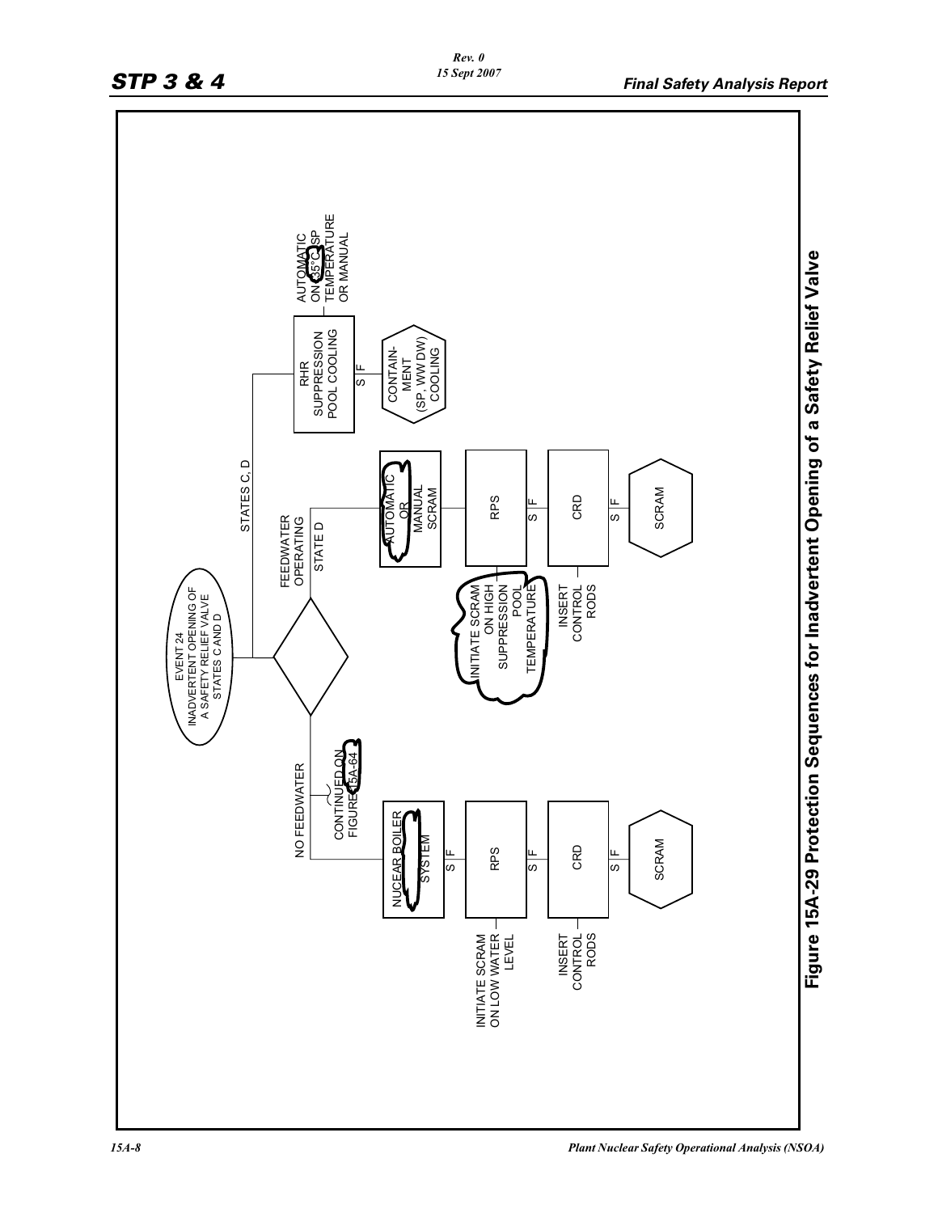EVENT 24
INADVERTENT OPENING OF A SAFETY RELIEF VALVE
STATES C AND D

NO FEEDWATER

CONTINUED ON FIGURE 15A-64

NUCEAR BOILER SYSTEM

S | F

RPS

S | F

CRD

S | F

SCRAM

INITIATE SCRAM ON LOW WATER LEVEL

INSERT CONTROL RODS

FEEDWATER OPERATING

STATE D

AUTOMATIC OR MANUAL SCRAM

RPS

S | F

CRD

S | F

SCRAM

INITIATE SCRAM ON HIGH SUPPRESSION POOL TEMPERATURE

INSERT CONTROL RODS

STATES C, D

RHR SUPPRESSION POOL COOLING

S | F

CONTAINMENT (SP, WW DW) COOLING

AUTOMATIC ON 35°C SP TEMPERATURE OR MANUAL

**Figure 15A-29 Protection Sequences for Inadvertent Opening of a Safety Relief Valve**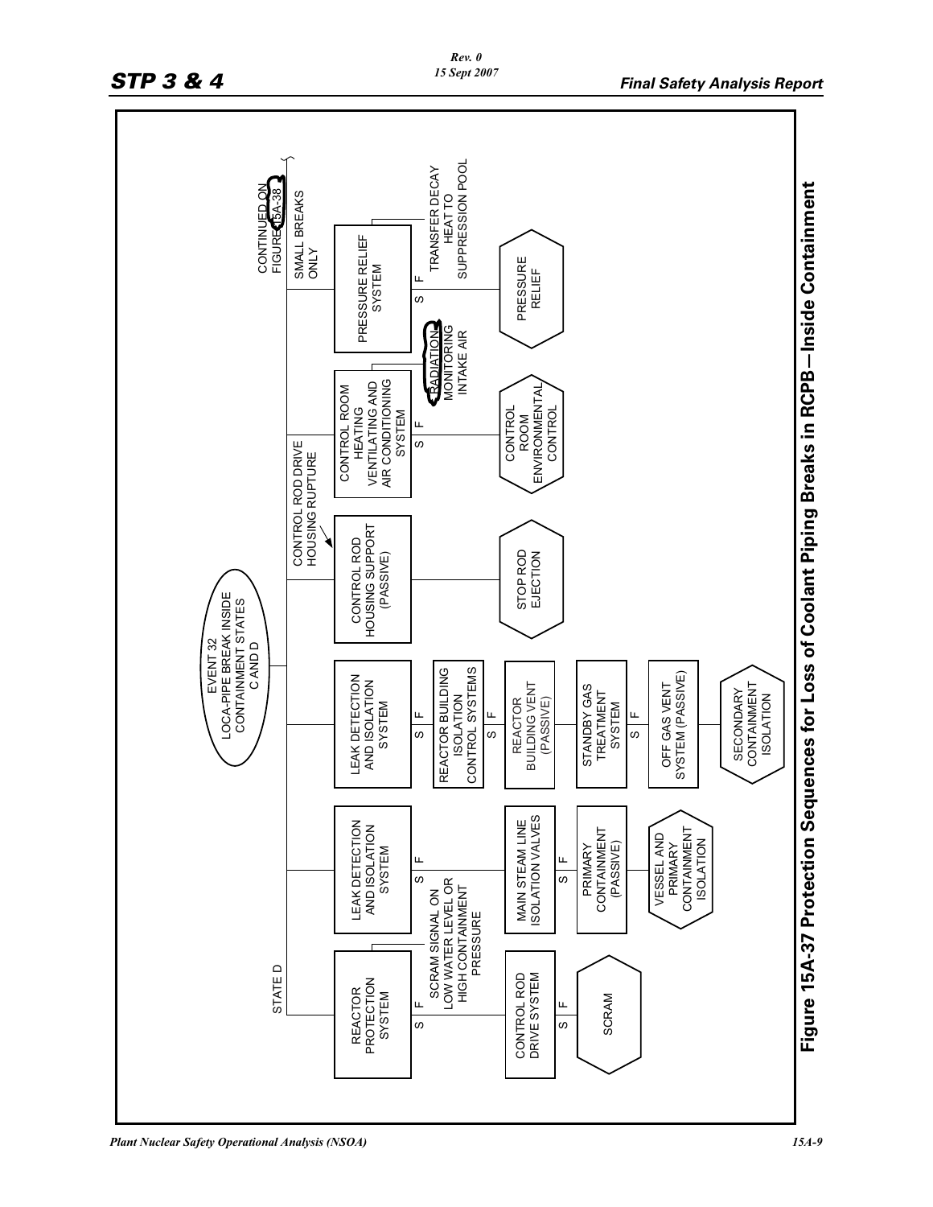EVENT 32
LOCA-PIPE BREAK INSIDE CONTAINMENT STATES C AND D

STATE D

REACTOR PROTECTION SYSTEM
S F
SCRAM SIGNAL ON LOW WATER LEVEL OR HIGH CONTAINMENT PRESSURE

CONTROL ROD DRIVE SYSTEM
S F

SCRAM

LEAK DETECTION AND ISOLATION SYSTEM
S F

MAIN STEAM LINE ISOLATION VALVES
S F

PRIMARY CONTAINMENT (PASSIVE)

VESSEL AND PRIMARY CONTAINMENT ISOLATION

LEAK DETECTION AND ISOLATION SYSTEM
S F

REACTOR BUILDING ISOLATION CONTROL SYSTEMS
S F

REACTOR BUILDING VENT (PASSIVE)

STANDBY GAS TREATMENT SYSTEM
S F

OFF GAS VENT SYSTEM (PASSIVE)

SECONDARY CONTAINMENT ISOLATION

CONTROL ROD DRIVE HOUSING RUPTURE

CONTROL ROD HOUSING SUPPORT (PASSIVE)

STOP ROD EJECTION

CONTROL ROOM HEATING VENTILATING AND AIR CONDITIONING SYSTEM
S F
RADIATION MONITORING INTAKE AIR

CONTROL ROOM ENVIRONMENTAL CONTROL

SMALL BREAKS ONLY

CONTINUED ON FIGURE 15A-38

PRESSURE RELIEF SYSTEM
S F
TRANSFER DECAY HEAT TO SUPPRESSION POOL

PRESSURE RELIEF

**Figure 15A-37 Protection Sequences for Loss of Coolant Piping Breaks in RCPB—Inside Containment**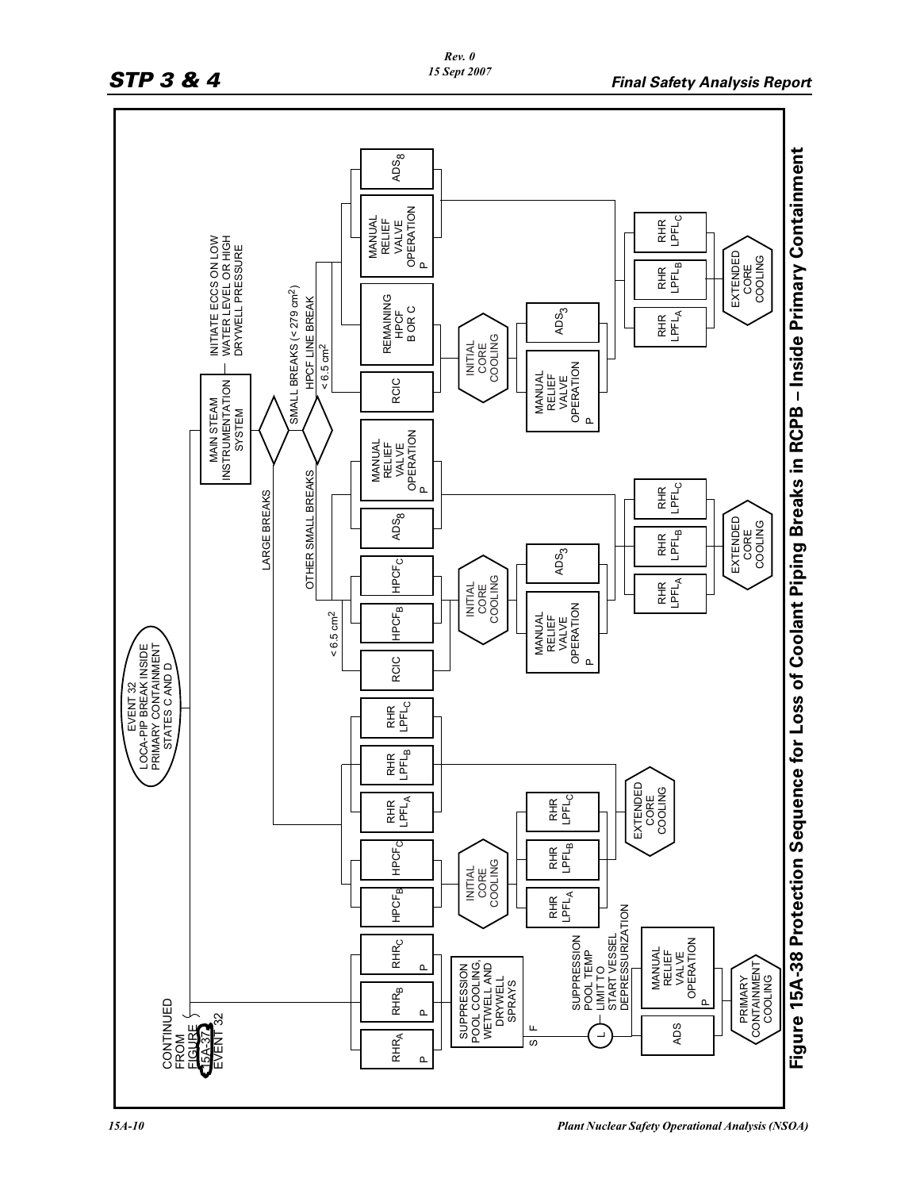CONTINUED FROM FIGURE 15A-37 EVENT 32

EVENT 32 LOCA-PIP BREAK INSIDE PRIMARY CONTAINMENT STATES C AND D

MAIN STEAM INSTRUMENTATION SYSTEM

INITIATE ECCS ON LOW WATER LEVEL OR HIGH DRYWELL PRESSURE

LARGE BREAKS

SMALL BREAKS (< 279 $cm^2$)

OTHER SMALL BREAKS

HPCF LINE BREAK

< 6.5 $cm^2$

$RHR_A$ P

$RHR_B$ P

$RHR_C$ P

$HPCF_B$

$HPCF_C$

RHR $LPFL_A$

RHR $LPFL_B$

RHR $LPFL_C$

RCIC

$HPCF_B$

$HPCF_C$

$ADS_8$

MANUAL RELIEF VALVE OPERATION P

RCIC

REMAINING HPCF B OR C

MANUAL RELIEF VALVE OPERATION P

$ADS_8$

SUPPRESSION POOL COOLING, WETWELL AND DRYWELL SPRAYS

S F

L

SUPPRESSION POOL TEMP LIMIT TO START VESSEL DEPRESSURIZATION

INITIAL CORE COOLING

RHR $LPFL_A$

RHR $LPFL_B$

RHR $LPFL_C$

EXTENDED CORE COOLING

ADS

MANUAL RELIEF VALVE OPERATION P

PRIMARY CONTAINMENT COOLING

INITIAL CORE COOLING

MANUAL RELIEF VALVE OPERATION P

$ADS_3$

RHR $LPFL_A$

RHR $LPFL_B$

RHR $LPFL_C$

EXTENDED CORE COOLING

INITIAL CORE COOLING

MANUAL RELIEF VALVE OPERATION P

$ADS_3$

RHR $LPFL_A$

RHR $LPFL_B$

RHR $LPFL_C$

EXTENDED CORE COOLING

**Figure 15A-38 Protection Sequence for Loss of Coolant Piping Breaks in RCPB – Inside Primary Containment**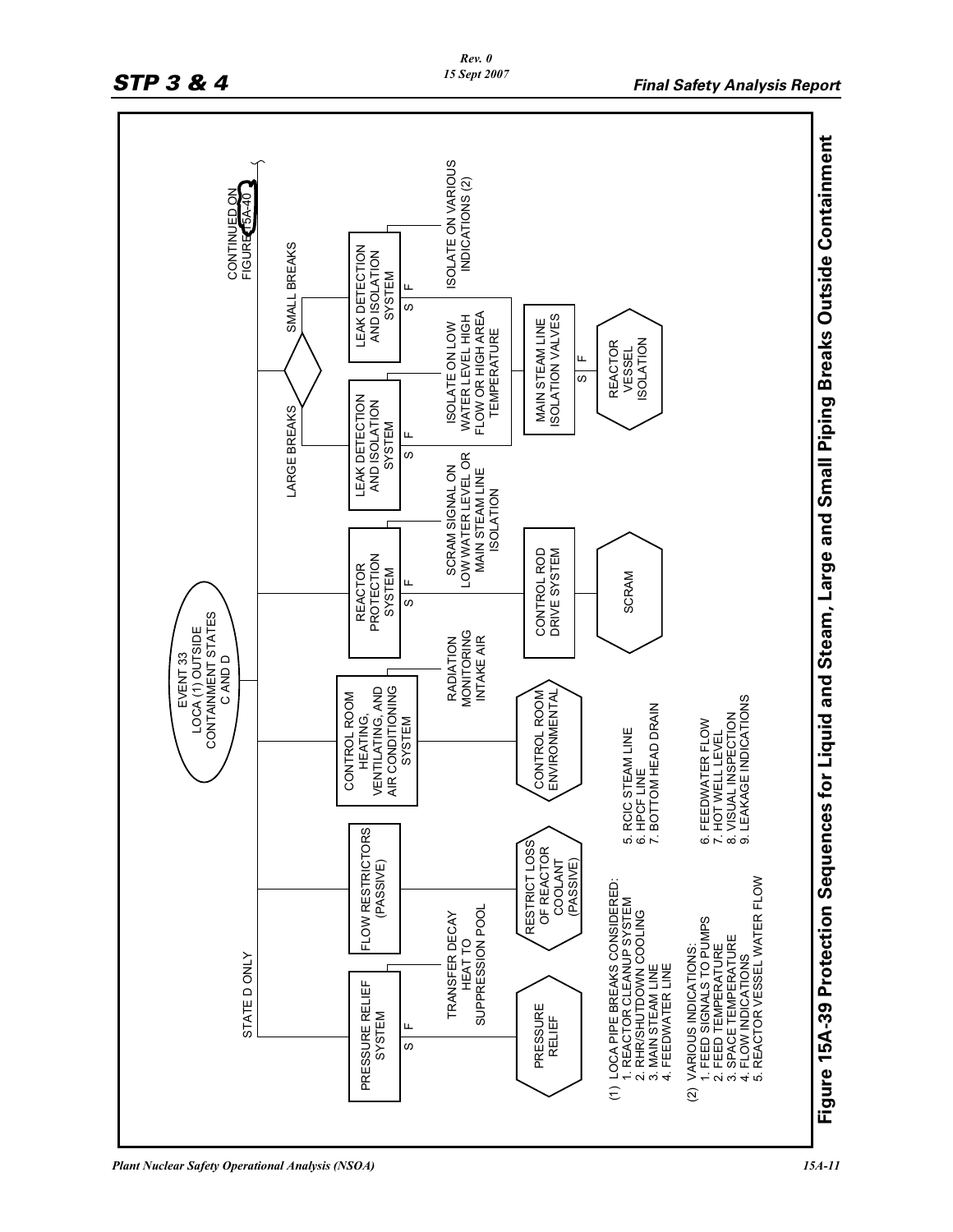EVENT 33
LOCA (1) OUTSIDE
CONTAINMENT STATES
C AND D

STATE D ONLY

CONTINUED ON FIGURE 15A-40

| PRESSURE RELIEF SYSTEM | FLOW RESTRICTORS (PASSIVE) | CONTROL ROOM HEATING, VENTILATING, AND AIR CONDITIONING SYSTEM | REACTOR PROTECTION SYSTEM | LEAK DETECTION AND ISOLATION SYSTEM (LARGE BREAKS) | LEAK DETECTION AND ISOLATION SYSTEM (SMALL BREAKS) |
|---|---|---|---|---|---|
| TRANSFER DECAY HEAT TO SUPPRESSION POOL | | RADIATION MONITORING INTAKE AIR | SCRAM SIGNAL ON LOW WATER LEVEL OR MAIN STEAM LINE ISOLATION | ISOLATE ON LOW WATER LEVEL HIGH FLOW OR HIGH AREA TEMPERATURE | ISOLATE ON VARIOUS INDICATIONS (2) |
| PRESSURE RELIEF | RESTRICT LOSS OF REACTOR COOLANT (PASSIVE) | CONTROL ROOM ENVIRONMENTAL | CONTROL ROD DRIVE SYSTEM → SCRAM | MAIN STEAM LINE ISOLATION VALVES → REACTOR VESSEL ISOLATION | |

(1) LOCA PIPE BREAKS CONSIDERED:
1. REACTOR CLEANUP SYSTEM
2. RHR/SHUTDOWN COOLING
3. MAIN STEAM LINE
4. FEEDWATER LINE
5. RCIC STEAM LINE
6. HPCF LINE
7. BOTTOM HEAD DRAIN

(2) VARIOUS INDICATIONS:
1. FEED SIGNALS TO PUMPS
2. FEED TEMPERATURE
3. SPACE TEMPERATURE
4. FLOW INDICATIONS
5. REACTOR VESSEL WATER FLOW
6. FEEDWATER FLOW
7. HOT WELL LEVEL
8. VISUAL INSPECTION
9. LEAKAGE INDICATIONS

**Figure 15A-39 Protection Sequences for Liquid and Steam, Large and Small Piping Breaks Outside Containment**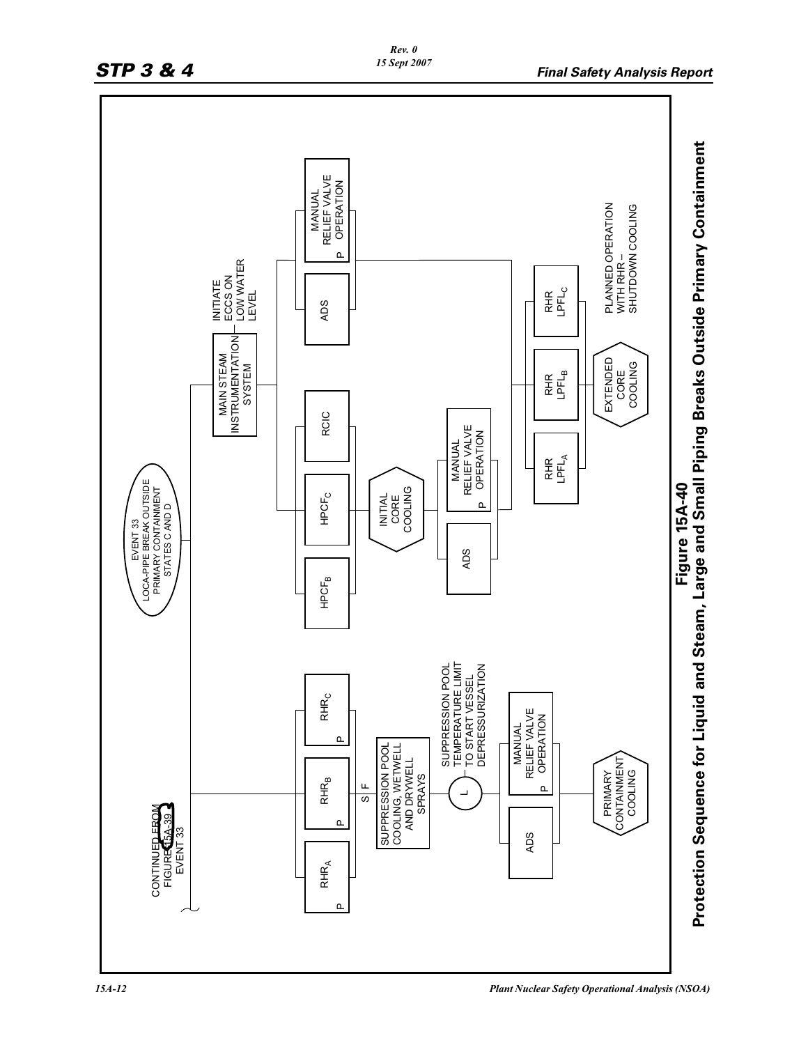CONTINUED FROM FIGURE 15A-39 EVENT 33

EVENT 33
LOCA-PIPE BREAK OUTSIDE PRIMARY CONTAINMENT STATES C AND D

P RHR$_A$

P RHR$_B$

P RHR$_C$

S F

SUPPRESSION POOL COOLING, WETWELL AND DRYWELL SPRAYS

L — SUPPRESSION POOL TEMPERATURE LIMIT TO START VESSEL DEPRESSURIZATION

ADS

P MANUAL RELIEF VALVE OPERATION

PRIMARY CONTAINMENT COOLING

MAIN STEAM INSTRUMENTATION SYSTEM — INITIATE ECCS ON LOW WATER LEVEL

HPCF$_B$

HPCF$_C$

RCIC

INITIAL CORE COOLING

ADS

P MANUAL RELIEF VALVE OPERATION

ADS

P MANUAL RELIEF VALVE OPERATION

RHR LPFL$_A$

RHR LPFL$_B$

RHR LPFL$_C$

EXTENDED CORE COOLING

PLANNED OPERATION WITH RHR – SHUTDOWN COOLING

**Figure 15A-40**

**Protection Sequence for Liquid and Steam, Large and Small Piping Breaks Outside Primary Containment**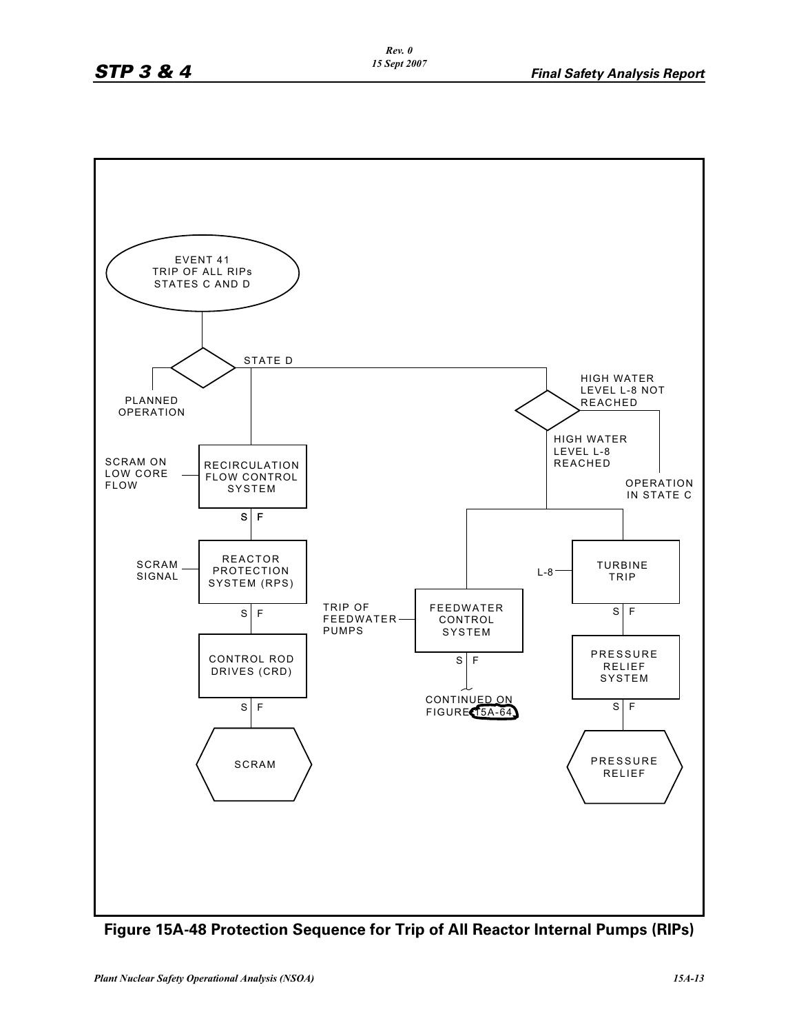EVENT 41
TRIP OF ALL RIPs
STATES C AND D

PLANNED OPERATION

STATE D

HIGH WATER LEVEL L-8 NOT REACHED

HIGH WATER LEVEL L-8 REACHED

OPERATION IN STATE C

SCRAM ON LOW CORE FLOW — RECIRCULATION FLOW CONTROL SYSTEM

S | F

SCRAM SIGNAL — REACTOR PROTECTION SYSTEM (RPS)

S | F

CONTROL ROD DRIVES (CRD)

S | F

SCRAM

TRIP OF FEEDWATER PUMPS — FEEDWATER CONTROL SYSTEM

S | F

CONTINUED ON FIGURE 15A-64

L-8 — TURBINE TRIP

S | F

PRESSURE RELIEF SYSTEM

S | F

PRESSURE RELIEF

**Figure 15A-48 Protection Sequence for Trip of All Reactor Internal Pumps (RIPs)**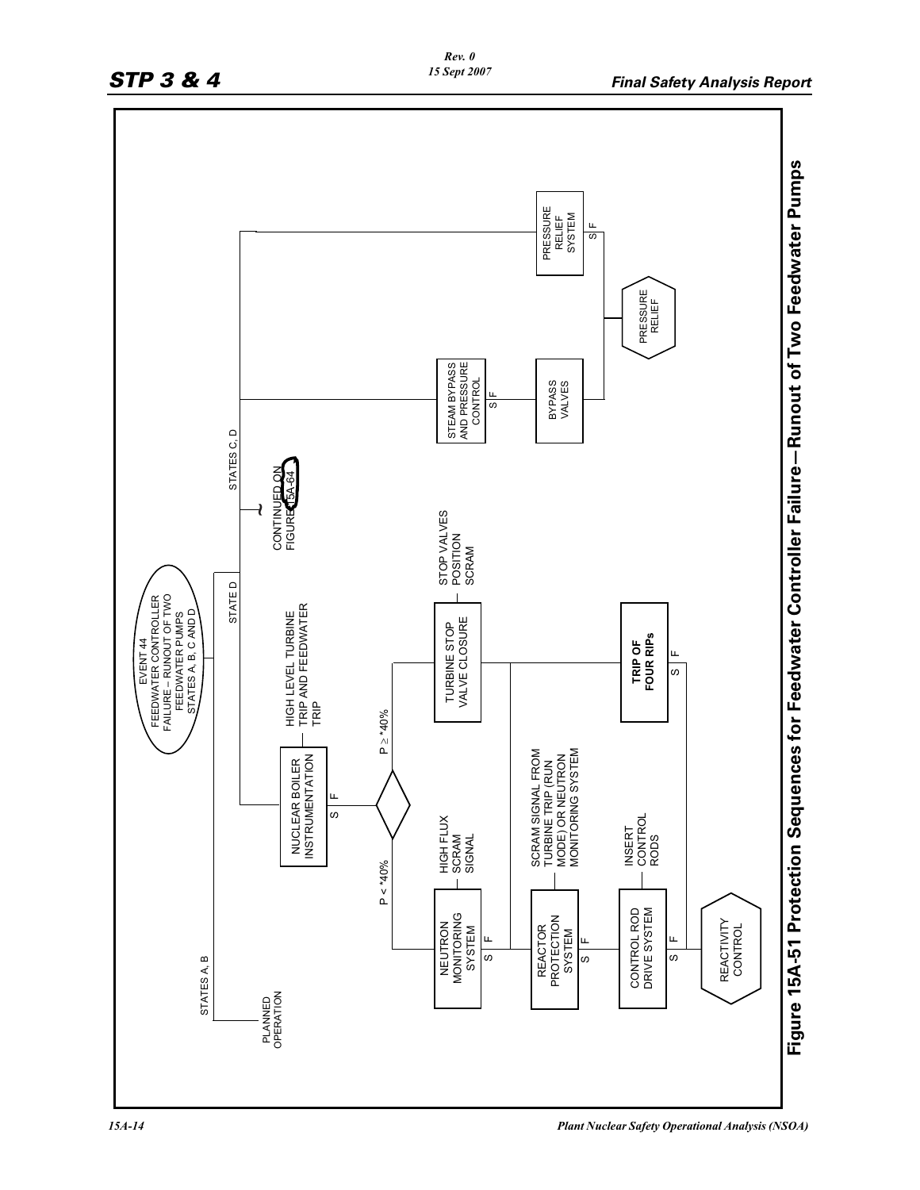EVENT 44
FEEDWATER CONTROLLER FAILURE – RUNOUT OF TWO FEEDWATER PUMPS
STATES A, B, C AND D

PLANNED OPERATION

STATES A, B

STATE D

STATES C, D

CONTINUED ON FIGURE 15A-64

NUCLEAR BOILER INSTRUMENTATION — HIGH LEVEL TURBINE TRIP AND FEEDWATER TRIP

S F

P < *40%

P ≥ *40%

NEUTRON MONITORING SYSTEM — HIGH FLUX SCRAM SIGNAL

S F

TURBINE STOP VALVE CLOSURE — STOP VALVES POSITION SCRAM

REACTOR PROTECTION SYSTEM — SCRAM SIGNAL FROM TURBINE TRIP (RUN MODE) OR NEUTRON MONITORING SYSTEM

S F

CONTROL ROD DRIVE SYSTEM — INSERT CONTROL RODS

S F

**TRIP OF FOUR RIPs**

S F

REACTIVITY CONTROL

STEAM BYPASS AND PRESSURE CONTROL

S F

BYPASS VALVES

PRESSURE RELIEF SYSTEM

S F

PRESSURE RELIEF

**Figure 15A-51 Protection Sequences for Feedwater Controller Failure—Runout of Two Feedwater Pumps**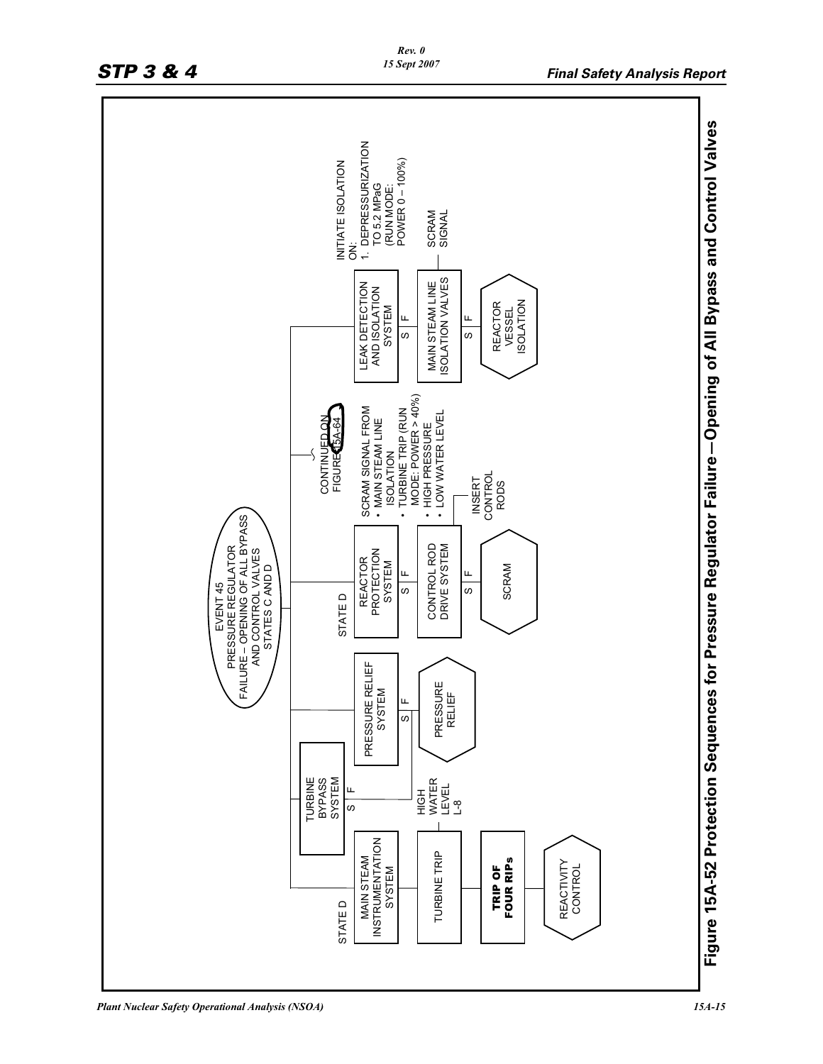EVENT 45
PRESSURE REGULATOR FAILURE – OPENING OF ALL BYPASS AND CONTROL VALVES
STATES C AND D

STATE D

MAIN STEAM INSTRUMENTATION SYSTEM

TURBINE TRIP

HIGH WATER LEVEL L-8

**TRIP OF FOUR RIPs**

REACTIVITY CONTROL

TURBINE BYPASS SYSTEM (S / F)

PRESSURE RELIEF SYSTEM (S / F)

PRESSURE RELIEF

STATE D

REACTOR PROTECTION SYSTEM (S / F)

SCRAM SIGNAL FROM
- MAIN STEAM LINE ISOLATION
- TURBINE TRIP (RUN MODE: POWER > 40%)
- HIGH PRESSURE
- LOW WATER LEVEL

CONTROL ROD DRIVE SYSTEM (S / F)

INSERT CONTROL RODS

SCRAM

CONTINUED ON FIGURE 15A-64

LEAK DETECTION AND ISOLATION SYSTEM (S / F)

INITIATE ISOLATION ON:
1. DEPRESSURIZATION TO 5.2 MPaG (RUN MODE: POWER 0 – 100%)

MAIN STEAM LINE ISOLATION VALVES (S / F)

SCRAM SIGNAL

REACTOR VESSEL ISOLATION

**Figure 15A-52 Protection Sequences for Pressure Regulator Failure—Opening of All Bypass and Control Valves**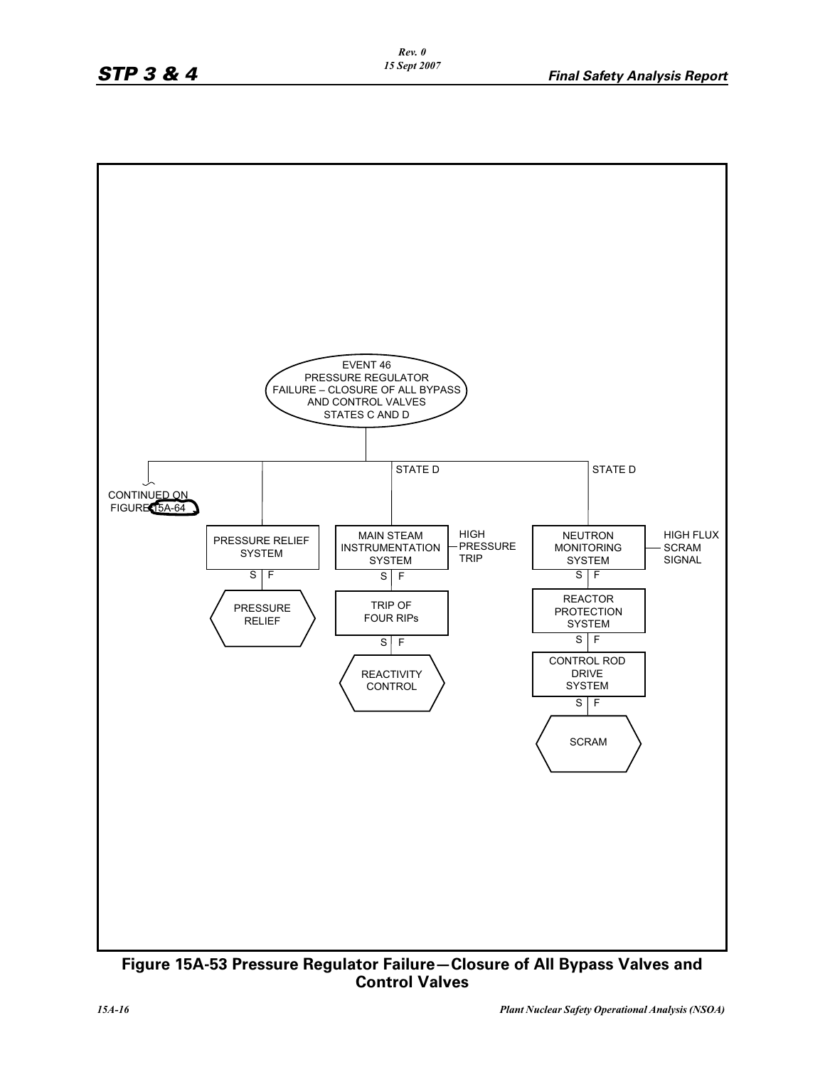EVENT 46
PRESSURE REGULATOR
FAILURE – CLOSURE OF ALL BYPASS
AND CONTROL VALVES
STATES C AND D

CONTINUED ON FIGURE 15A-64

STATE D

STATE D

PRESSURE RELIEF SYSTEM

S | F

PRESSURE RELIEF

MAIN STEAM INSTRUMENTATION SYSTEM

HIGH PRESSURE TRIP

S | F

TRIP OF FOUR RIPs

S | F

REACTIVITY CONTROL

NEUTRON MONITORING SYSTEM

HIGH FLUX SCRAM SIGNAL

S | F

REACTOR PROTECTION SYSTEM

S | F

CONTROL ROD DRIVE SYSTEM

S | F

SCRAM

**Figure 15A-53 Pressure Regulator Failure—Closure of All Bypass Valves and Control Valves**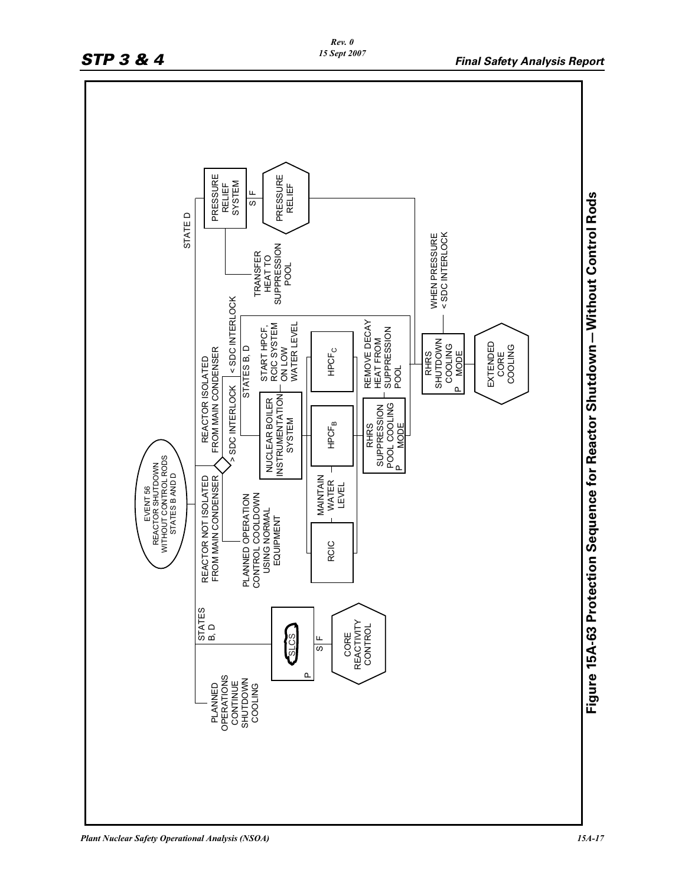EVENT 56
REACTOR SHUTDOWN
WITHOUT CONTROL RODS
STATES B AND D

PLANNED OPERATIONS CONTINUE SHUTDOWN COOLING

STATES B, D

SLCS

P

S | F

CORE REACTIVITY CONTROL

REACTOR NOT ISOLATED FROM MAIN CONDENSER

PLANNED OPERATION CONTROL COOLDOWN USING NORMAL EQUIPMENT

REACTOR ISOLATED FROM MAIN CONDENSER

> SDC INTERLOCK

< SDC INTERLOCK

STATES B, D

NUCLEAR BOILER INSTRUMENTATION SYSTEM

START HPCF, RCIC SYSTEM ON LOW WATER LEVEL

RCIC

MAINTAIN WATER LEVEL

$HPCF_B$

$HPCF_C$

RHRS SUPPRESSION POOL COOLING MODE

P

REMOVE DECAY HEAT FROM SUPPRESSION POOL

RHRS SHUTDOWN COOLING MODE

P

EXTENDED CORE COOLING

STATE D

PRESSURE RELIEF SYSTEM

S | F

PRESSURE RELIEF

TRANSFER HEAT TO SUPPRESSION POOL

WHEN PRESSURE < SDC INTERLOCK

**Figure 15A-63 Protection Sequence for Reactor Shutdown—Without Control Rods**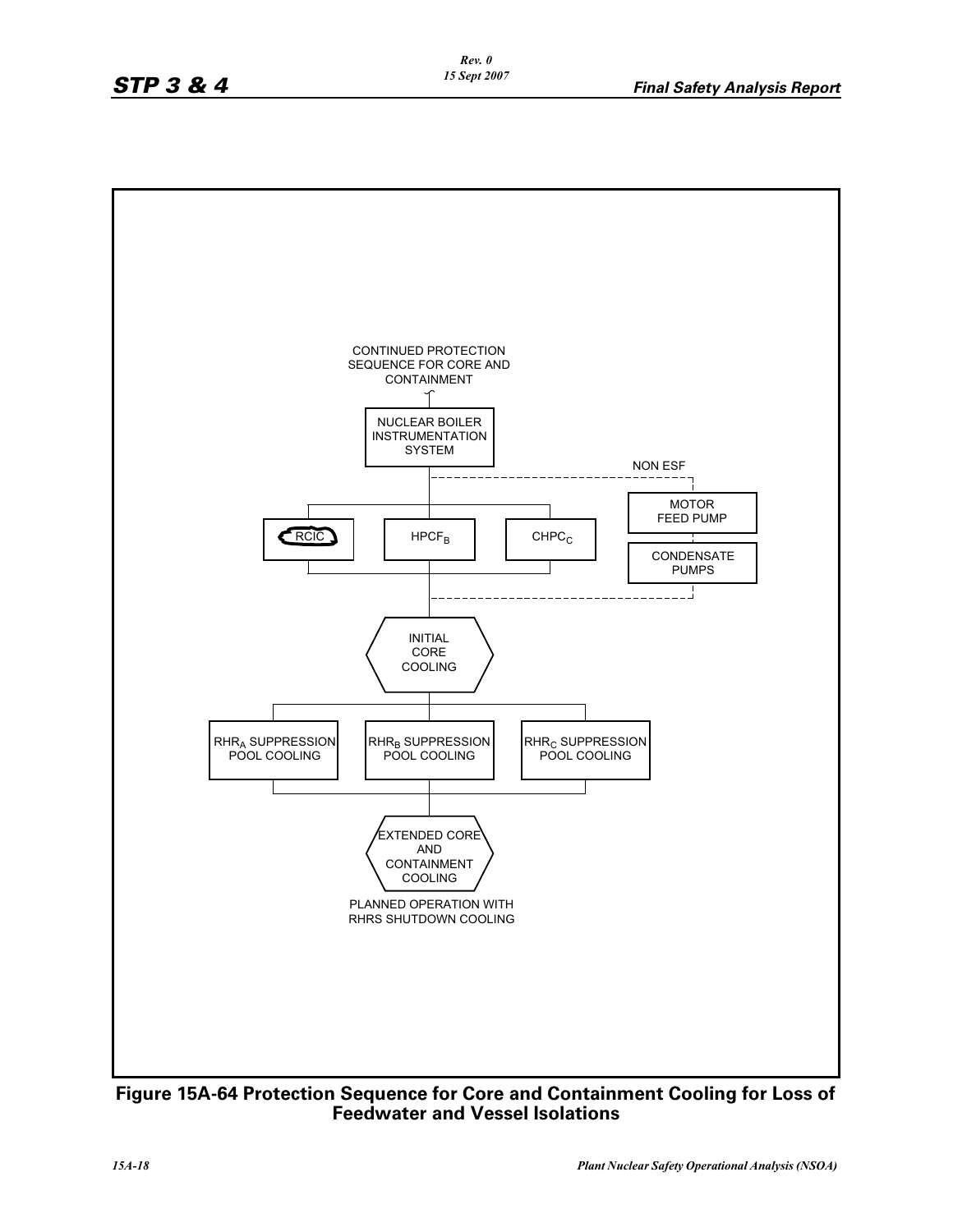CONTINUED PROTECTION SEQUENCE FOR CORE AND CONTAINMENT

NUCLEAR BOILER INSTRUMENTATION SYSTEM

NON ESF

MOTOR FEED PUMP

CONDENSATE PUMPS

RCIC

$HPCF_B$

$CHPC_C$

INITIAL CORE COOLING

$RHR_A$ SUPPRESSION POOL COOLING

$RHR_B$ SUPPRESSION POOL COOLING

$RHR_C$ SUPPRESSION POOL COOLING

EXTENDED CORE AND CONTAINMENT COOLING

PLANNED OPERATION WITH RHRS SHUTDOWN COOLING

**Figure 15A-64 Protection Sequence for Core and Containment Cooling for Loss of Feedwater and Vessel Isolations**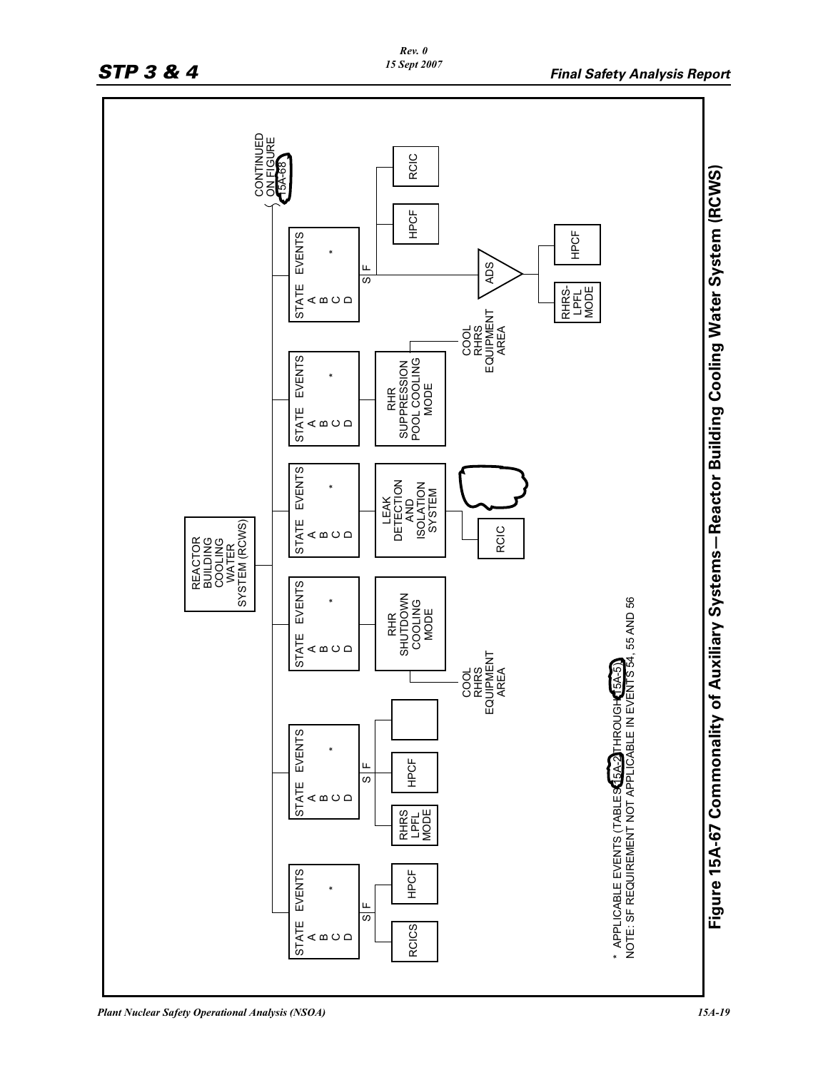REACTOR BUILDING COOLING WATER SYSTEM (RCWS)

| STATE | EVENTS |
|---|---|
| A | * |
| B | |
| C | |
| D | |

S F

RCICS — HPCF

| STATE | EVENTS |
|---|---|
| A | * |
| B | |
| C | |
| D | |

S F

RHRS LPFL MODE — HPCF

| STATE | EVENTS |
|---|---|
| A | * |
| B | |
| C | |
| D | |

RHR SHUTDOWN COOLING MODE — COOL RHRS EQUIPMENT AREA

| STATE | EVENTS |
|---|---|
| A | * |
| B | |
| C | |
| D | |

LEAK DETECTION AND ISOLATION SYSTEM — RCIC

| STATE | EVENTS |
|---|---|
| A | * |
| B | |
| C | |
| D | |

RHR SUPPRESSION POOL COOLING MODE — COOL RHRS EQUIPMENT AREA

| STATE | EVENTS |
|---|---|
| A | * |
| B | |
| C | |
| D | |

S F

HPCF — RCIC

ADS — RHRS-LPFL MODE — HPCF

CONTINUED ON FIGURE 15A-68

\* APPLICABLE EVENTS (TABLES 15A-2 THROUGH 15A-5)
NOTE: SF REQUIREMENT NOT APPLICABLE IN EVENTS 54, 55 AND 56

**Figure 15A-67 Commonality of Auxiliary Systems—Reactor Building Cooling Water System (RCWS)**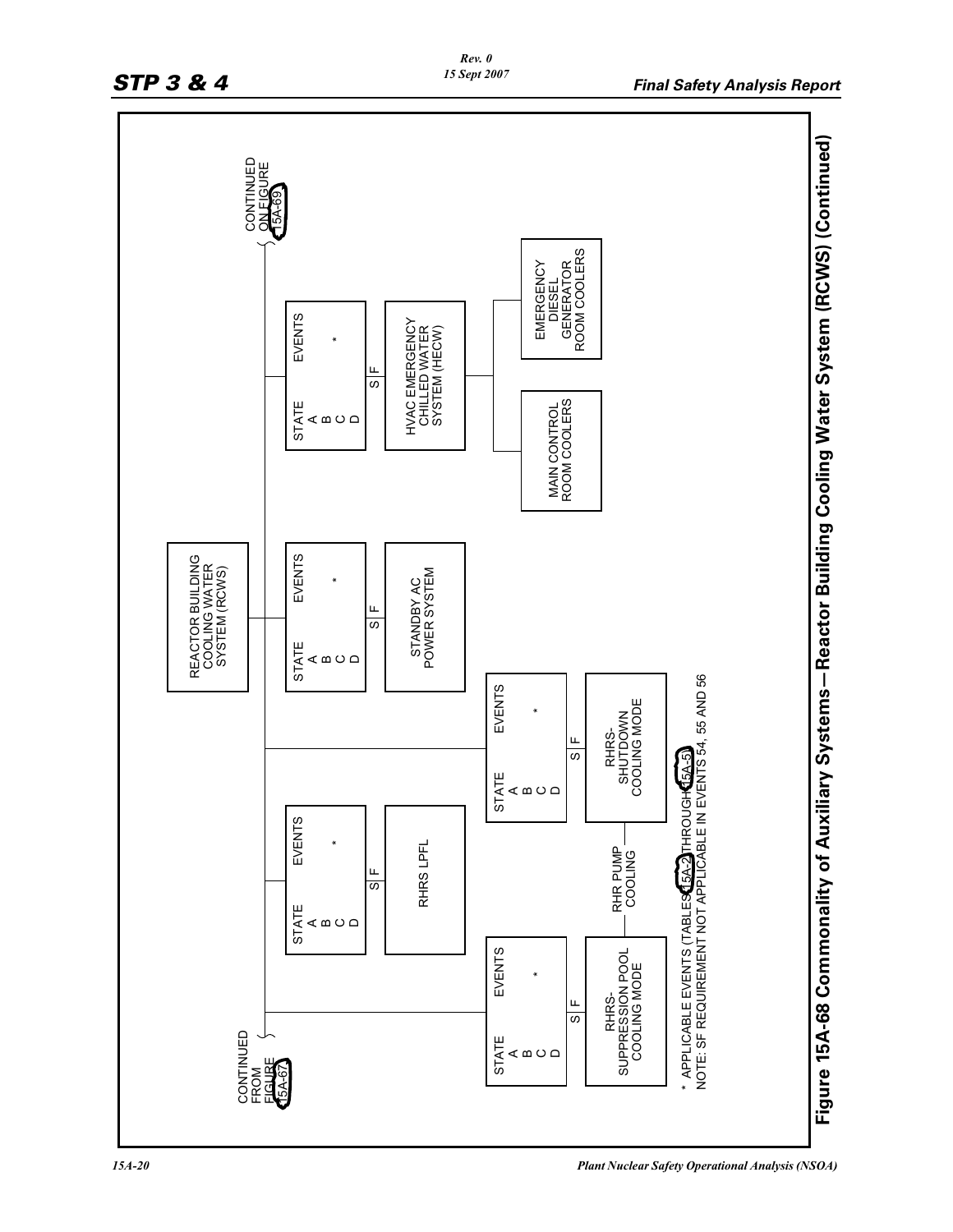CONTINUED FROM FIGURE 15A-67

REACTOR BUILDING COOLING WATER SYSTEM (RCWS)

| STATE | EVENTS |
|---|---|
| A | |
| B | * |
| C | |
| D | |

S | F

RHRS-SUPPRESSION POOL COOLING MODE

| STATE | EVENTS |
|---|---|
| A | |
| B | * |
| C | |
| D | |

S | F

RHRS LPFL

RHR PUMP COOLING

| STATE | EVENTS |
|---|---|
| A | |
| B | * |
| C | |
| D | |

S | F

RHRS-SHUTDOWN COOLING MODE

| STATE | EVENTS |
|---|---|
| A | |
| B | * |
| C | |
| D | |

S | F

STANDBY AC POWER SYSTEM

| STATE | EVENTS |
|---|---|
| A | |
| B | * |
| C | |
| D | |

S | F

HVAC EMERGENCY CHILLED WATER SYSTEM (HECW)

MAIN CONTROL ROOM COOLERS

EMERGENCY DIESEL GENERATOR ROOM COOLERS

CONTINUED ON FIGURE 15A-69

\* APPLICABLE EVENTS (TABLES 15A-2 THROUGH 15A-5)

NOTE: SF REQUIREMENT NOT APPLICABLE IN EVENTS 54, 55 AND 56

**Figure 15A-68 Commonality of Auxiliary Systems—Reactor Building Cooling Water System (RCWS) (Continued)**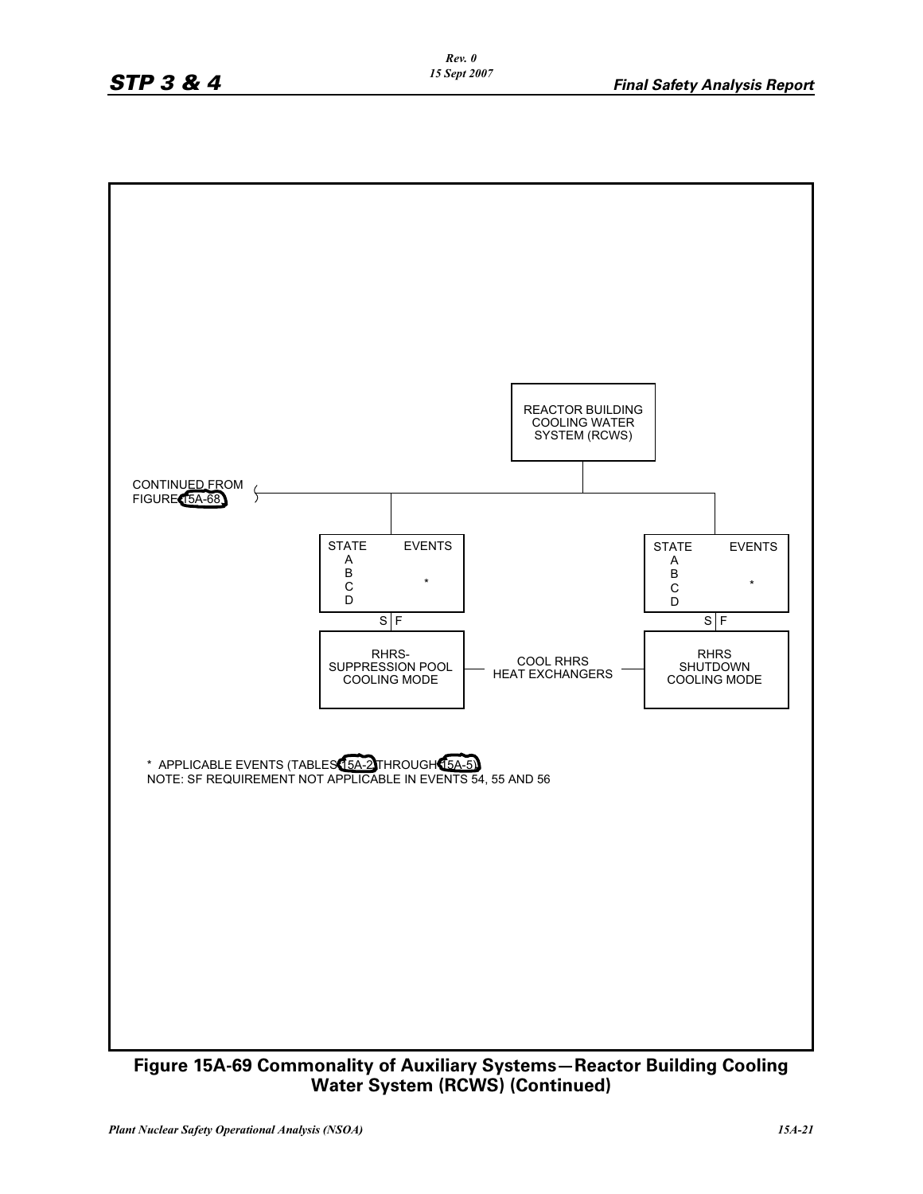REACTOR BUILDING COOLING WATER SYSTEM (RCWS)

CONTINUED FROM FIGURE 15A-68

| STATE | EVENTS |
|---|---|
| A | |
| B | * |
| C | |
| D | |

S | F

RHRS-SUPPRESSION POOL COOLING MODE

COOL RHRS HEAT EXCHANGERS

| STATE | EVENTS |
|---|---|
| A | |
| B | * |
| C | |
| D | |

S | F

RHRS SHUTDOWN COOLING MODE

* APPLICABLE EVENTS (TABLES 15A-2 THROUGH 15A-5)
NOTE: SF REQUIREMENT NOT APPLICABLE IN EVENTS 54, 55 AND 56

**Figure 15A-69 Commonality of Auxiliary Systems—Reactor Building Cooling Water System (RCWS) (Continued)**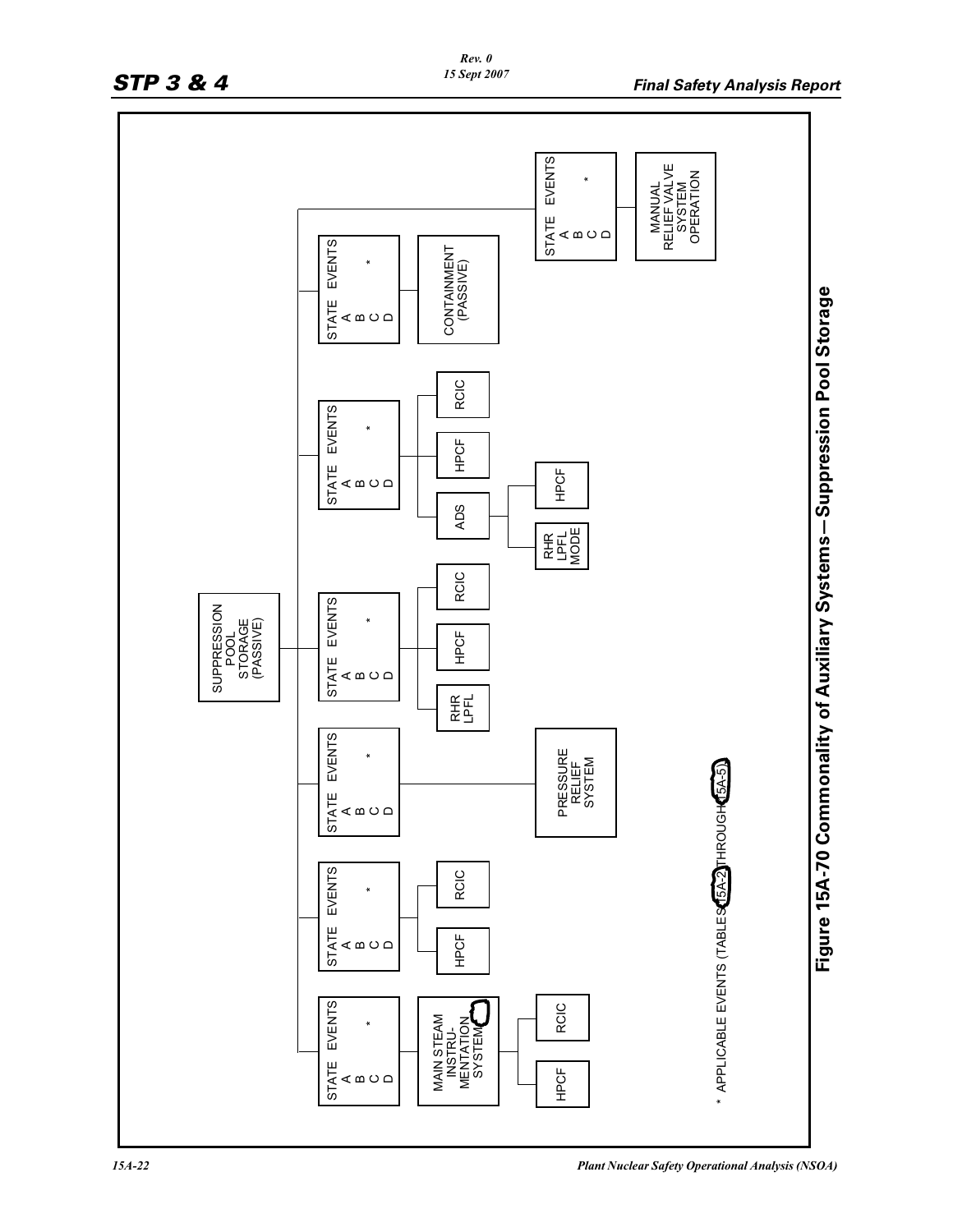SUPPRESSION POOL STORAGE (PASSIVE)

STATE EVENTS
A
B *
C
D

MAIN STEAM INSTRU- MENTATION SYSTEM

HPCF

RCIC

STATE EVENTS
A
B *
C
D

HPCF

RCIC

STATE EVENTS
A
B *
C
D

PRESSURE RELIEF SYSTEM

STATE EVENTS
A
B *
C
D

RHR LPFL

HPCF

RCIC

STATE EVENTS
A
B *
C
D

ADS

RHR LPFL MODE

HPCF

HPCF

RCIC

STATE EVENTS
A
B *
C
D

CONTAINMENT (PASSIVE)

STATE EVENTS
A
B *
C
D

MANUAL RELIEF VALVE SYSTEM OPERATION

* APPLICABLE EVENTS (TABLES 15A-2 THROUGH 15A-5)

**Figure 15A-70 Commonality of Auxiliary Systems—Suppression Pool Storage**